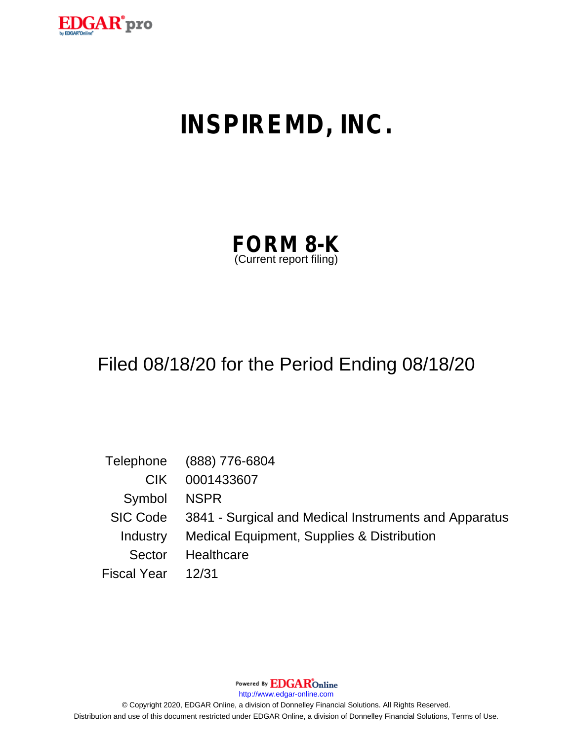EDGAR pro

# INSPIREMD, INC.

## FORM 8-K

(Current report filing)

Filed 08/18/20 for the Period Ending 08/18/20

| | |
|---|---|
| Telephone | (888) 776-6804 |
| CIK | 0001433607 |
| Symbol | NSPR |
| SIC Code | 3841 - Surgical and Medical Instruments and Apparatus |
| Industry | Medical Equipment, Supplies & Distribution |
| Sector | Healthcare |
| Fiscal Year | 12/31 |

Powered By EDGAROnline

http://www.edgar-online.com

© Copyright 2020, EDGAR Online, a division of Donnelley Financial Solutions. All Rights Reserved.

Distribution and use of this document restricted under EDGAR Online, a division of Donnelley Financial Solutions, Terms of Use.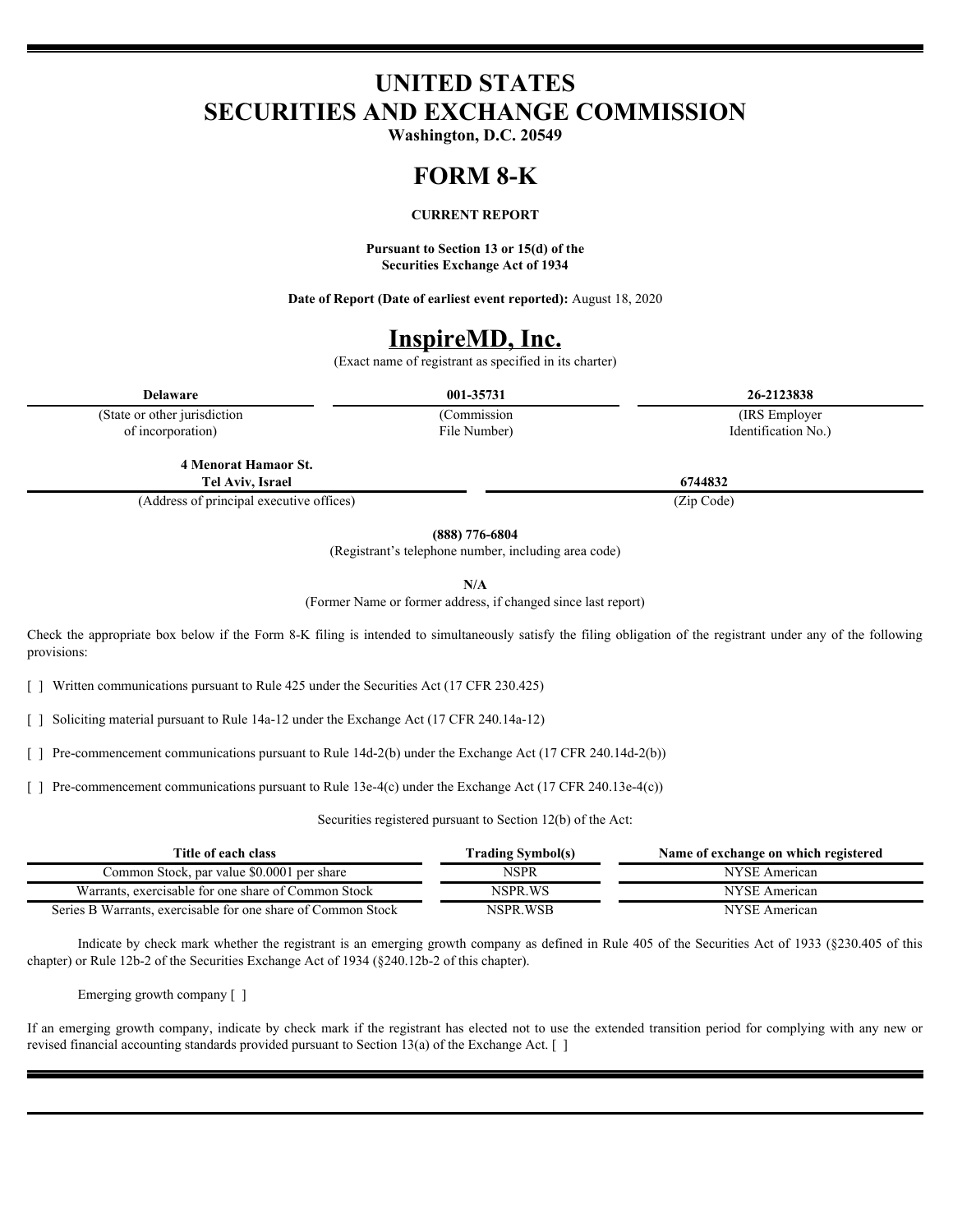# UNITED STATES
# SECURITIES AND EXCHANGE COMMISSION

**Washington, D.C. 20549**

# FORM 8-K

**CURRENT REPORT**

**Pursuant to Section 13 or 15(d) of the**
**Securities Exchange Act of 1934**

**Date of Report (Date of earliest event reported):** August 18, 2020

# InspireMD, Inc.

(Exact name of registrant as specified in its charter)

| **Delaware** | **001-35731** | **26-2123838** |
|---|---|---|
| (State or other jurisdiction of incorporation) | (Commission File Number) | (IRS Employer Identification No.) |

| **4 Menorat Hamaor St. Tel Aviv, Israel** | **6744832** |
|---|---|
| (Address of principal executive offices) | (Zip Code) |

**(888) 776-6804**
(Registrant's telephone number, including area code)

**N/A**
(Former Name or former address, if changed since last report)

Check the appropriate box below if the Form 8-K filing is intended to simultaneously satisfy the filing obligation of the registrant under any of the following provisions:

[ ] Written communications pursuant to Rule 425 under the Securities Act (17 CFR 230.425)

[ ] Soliciting material pursuant to Rule 14a-12 under the Exchange Act (17 CFR 240.14a-12)

[ ] Pre-commencement communications pursuant to Rule 14d-2(b) under the Exchange Act (17 CFR 240.14d-2(b))

[ ] Pre-commencement communications pursuant to Rule 13e-4(c) under the Exchange Act (17 CFR 240.13e-4(c))

Securities registered pursuant to Section 12(b) of the Act:

| Title of each class | Trading Symbol(s) | Name of exchange on which registered |
|---|---|---|
| Common Stock, par value $0.0001 per share | NSPR | NYSE American |
| Warrants, exercisable for one share of Common Stock | NSPR.WS | NYSE American |
| Series B Warrants, exercisable for one share of Common Stock | NSPR.WSB | NYSE American |

Indicate by check mark whether the registrant is an emerging growth company as defined in Rule 405 of the Securities Act of 1933 (§230.405 of this chapter) or Rule 12b-2 of the Securities Exchange Act of 1934 (§240.12b-2 of this chapter).

Emerging growth company [ ]

If an emerging growth company, indicate by check mark if the registrant has elected not to use the extended transition period for complying with any new or revised financial accounting standards provided pursuant to Section 13(a) of the Exchange Act. [ ]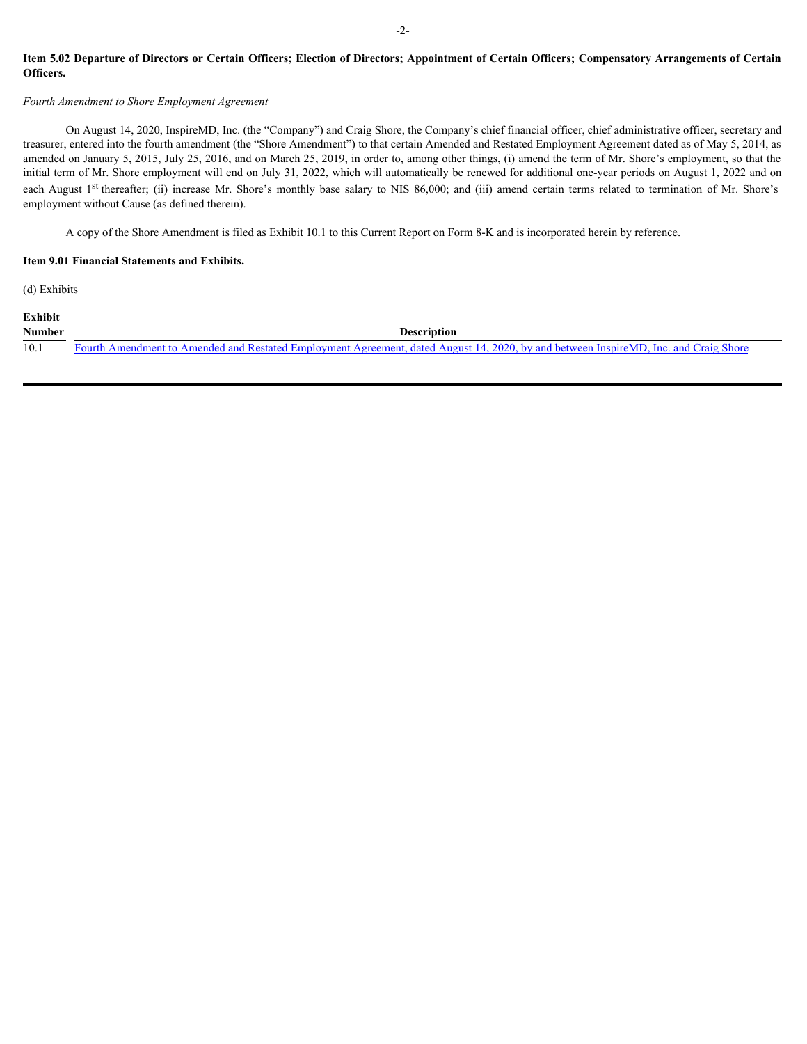**Item 5.02 Departure of Directors or Certain Officers; Election of Directors; Appointment of Certain Officers; Compensatory Arrangements of Certain Officers.**

*Fourth Amendment to Shore Employment Agreement*

On August 14, 2020, InspireMD, Inc. (the "Company") and Craig Shore, the Company's chief financial officer, chief administrative officer, secretary and treasurer, entered into the fourth amendment (the "Shore Amendment") to that certain Amended and Restated Employment Agreement dated as of May 5, 2014, as amended on January 5, 2015, July 25, 2016, and on March 25, 2019, in order to, among other things, (i) amend the term of Mr. Shore's employment, so that the initial term of Mr. Shore employment will end on July 31, 2022, which will automatically be renewed for additional one-year periods on August 1, 2022 and on each August 1st thereafter; (ii) increase Mr. Shore's monthly base salary to NIS 86,000; and (iii) amend certain terms related to termination of Mr. Shore's employment without Cause (as defined therein).

A copy of the Shore Amendment is filed as Exhibit 10.1 to this Current Report on Form 8-K and is incorporated herein by reference.

**Item 9.01 Financial Statements and Exhibits.**

(d) Exhibits

| Exhibit Number | Description |
|---|---|
| 10.1 | Fourth Amendment to Amended and Restated Employment Agreement, dated August 14, 2020, by and between InspireMD, Inc. and Craig Shore |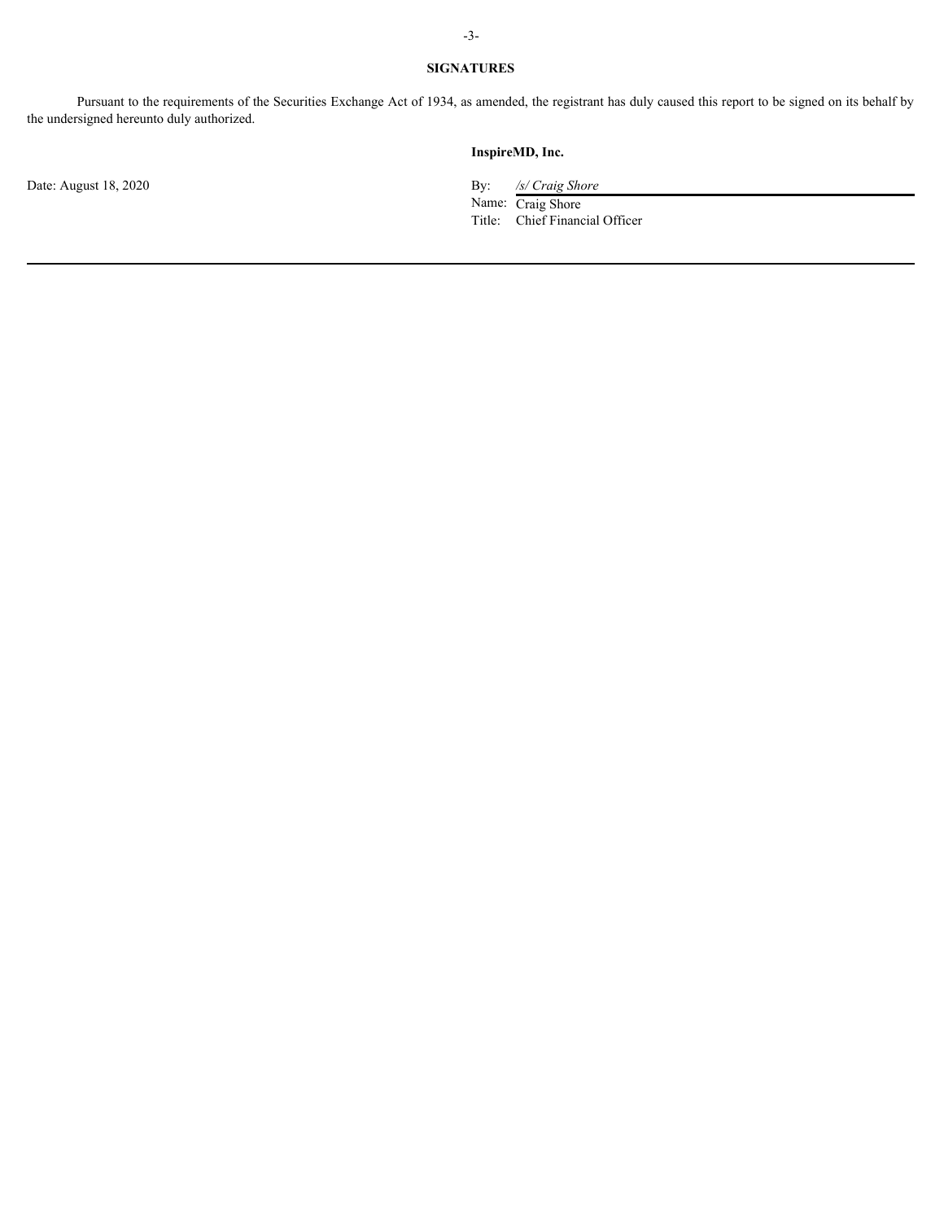## SIGNATURES

Pursuant to the requirements of the Securities Exchange Act of 1934, as amended, the registrant has duly caused this report to be signed on its behalf by the undersigned hereunto duly authorized.

**InspireMD, Inc.**

Date: August 18, 2020

By: */s/ Craig Shore*
Name: Craig Shore
Title: Chief Financial Officer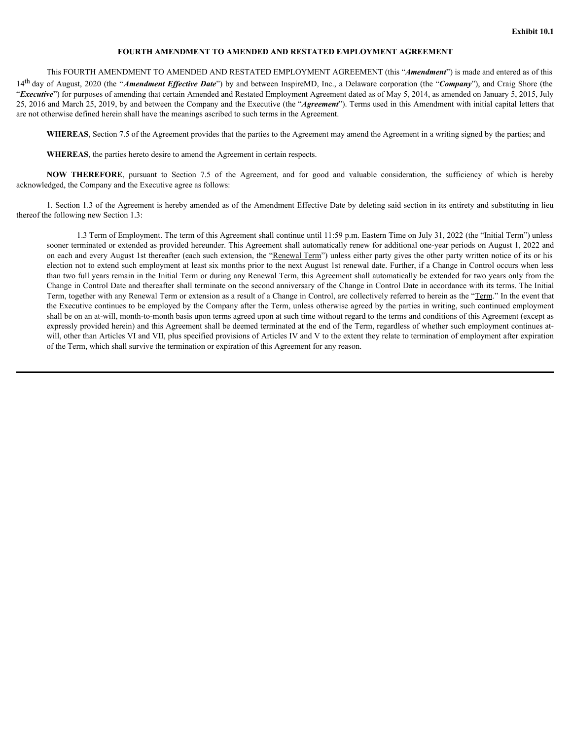Exhibit 10.1

**FOURTH AMENDMENT TO AMENDED AND RESTATED EMPLOYMENT AGREEMENT**

This FOURTH AMENDMENT TO AMENDED AND RESTATED EMPLOYMENT AGREEMENT (this "***Amendment***") is made and entered as of this 14th day of August, 2020 (the "***Amendment Effective Date***") by and between InspireMD, Inc., a Delaware corporation (the "***Company***"), and Craig Shore (the "***Executive***") for purposes of amending that certain Amended and Restated Employment Agreement dated as of May 5, 2014, as amended on January 5, 2015, July 25, 2016 and March 25, 2019, by and between the Company and the Executive (the "***Agreement***"). Terms used in this Amendment with initial capital letters that are not otherwise defined herein shall have the meanings ascribed to such terms in the Agreement.

**WHEREAS**, Section 7.5 of the Agreement provides that the parties to the Agreement may amend the Agreement in a writing signed by the parties; and

**WHEREAS**, the parties hereto desire to amend the Agreement in certain respects.

**NOW THEREFORE**, pursuant to Section 7.5 of the Agreement, and for good and valuable consideration, the sufficiency of which is hereby acknowledged, the Company and the Executive agree as follows:

1. Section 1.3 of the Agreement is hereby amended as of the Amendment Effective Date by deleting said section in its entirety and substituting in lieu thereof the following new Section 1.3:

> 1.3 Term of Employment. The term of this Agreement shall continue until 11:59 p.m. Eastern Time on July 31, 2022 (the "Initial Term") unless sooner terminated or extended as provided hereunder. This Agreement shall automatically renew for additional one-year periods on August 1, 2022 and on each and every August 1st thereafter (each such extension, the "Renewal Term") unless either party gives the other party written notice of its or his election not to extend such employment at least six months prior to the next August 1st renewal date. Further, if a Change in Control occurs when less than two full years remain in the Initial Term or during any Renewal Term, this Agreement shall automatically be extended for two years only from the Change in Control Date and thereafter shall terminate on the second anniversary of the Change in Control Date in accordance with its terms. The Initial Term, together with any Renewal Term or extension as a result of a Change in Control, are collectively referred to herein as the "Term." In the event that the Executive continues to be employed by the Company after the Term, unless otherwise agreed by the parties in writing, such continued employment shall be on an at-will, month-to-month basis upon terms agreed upon at such time without regard to the terms and conditions of this Agreement (except as expressly provided herein) and this Agreement shall be deemed terminated at the end of the Term, regardless of whether such employment continues at-will, other than Articles VI and VII, plus specified provisions of Articles IV and V to the extent they relate to termination of employment after expiration of the Term, which shall survive the termination or expiration of this Agreement for any reason.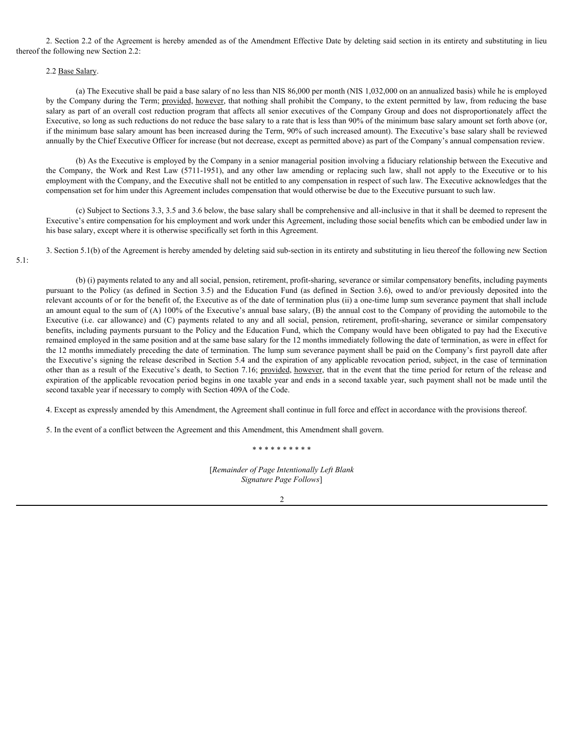2. Section 2.2 of the Agreement is hereby amended as of the Amendment Effective Date by deleting said section in its entirety and substituting in lieu thereof the following new Section 2.2:

2.2 Base Salary.

(a) The Executive shall be paid a base salary of no less than NIS 86,000 per month (NIS 1,032,000 on an annualized basis) while he is employed by the Company during the Term; provided, however, that nothing shall prohibit the Company, to the extent permitted by law, from reducing the base salary as part of an overall cost reduction program that affects all senior executives of the Company Group and does not disproportionately affect the Executive, so long as such reductions do not reduce the base salary to a rate that is less than 90% of the minimum base salary amount set forth above (or, if the minimum base salary amount has been increased during the Term, 90% of such increased amount). The Executive's base salary shall be reviewed annually by the Chief Executive Officer for increase (but not decrease, except as permitted above) as part of the Company's annual compensation review.

(b) As the Executive is employed by the Company in a senior managerial position involving a fiduciary relationship between the Executive and the Company, the Work and Rest Law (5711-1951), and any other law amending or replacing such law, shall not apply to the Executive or to his employment with the Company, and the Executive shall not be entitled to any compensation in respect of such law. The Executive acknowledges that the compensation set for him under this Agreement includes compensation that would otherwise be due to the Executive pursuant to such law.

(c) Subject to Sections 3.3, 3.5 and 3.6 below, the base salary shall be comprehensive and all-inclusive in that it shall be deemed to represent the Executive's entire compensation for his employment and work under this Agreement, including those social benefits which can be embodied under law in his base salary, except where it is otherwise specifically set forth in this Agreement.

3. Section 5.1(b) of the Agreement is hereby amended by deleting said sub-section in its entirety and substituting in lieu thereof the following new Section 5.1:

(b) (i) payments related to any and all social, pension, retirement, profit-sharing, severance or similar compensatory benefits, including payments pursuant to the Policy (as defined in Section 3.5) and the Education Fund (as defined in Section 3.6), owed to and/or previously deposited into the relevant accounts of or for the benefit of, the Executive as of the date of termination plus (ii) a one-time lump sum severance payment that shall include an amount equal to the sum of (A) 100% of the Executive's annual base salary, (B) the annual cost to the Company of providing the automobile to the Executive (i.e. car allowance) and (C) payments related to any and all social, pension, retirement, profit-sharing, severance or similar compensatory benefits, including payments pursuant to the Policy and the Education Fund, which the Company would have been obligated to pay had the Executive remained employed in the same position and at the same base salary for the 12 months immediately following the date of termination, as were in effect for the 12 months immediately preceding the date of termination. The lump sum severance payment shall be paid on the Company's first payroll date after the Executive's signing the release described in Section 5.4 and the expiration of any applicable revocation period, subject, in the case of termination other than as a result of the Executive's death, to Section 7.16; provided, however, that in the event that the time period for return of the release and expiration of the applicable revocation period begins in one taxable year and ends in a second taxable year, such payment shall not be made until the second taxable year if necessary to comply with Section 409A of the Code.

4. Except as expressly amended by this Amendment, the Agreement shall continue in full force and effect in accordance with the provisions thereof.

5. In the event of a conflict between the Agreement and this Amendment, this Amendment shall govern.

\* \* \* \* \* \* \* \* \* \*

[*Remainder of Page Intentionally Left Blank*
*Signature Page Follows*]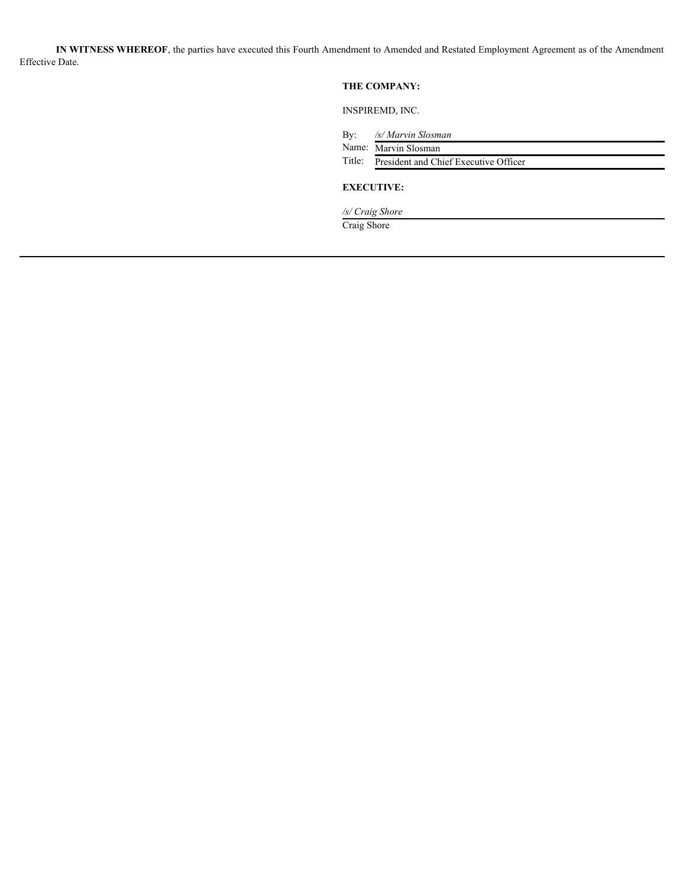**IN WITNESS WHEREOF**, the parties have executed this Fourth Amendment to Amended and Restated Employment Agreement as of the Amendment Effective Date.

**THE COMPANY:**

INSPIREMD, INC.

By: */s/ Marvin Slosman*

Name: Marvin Slosman

Title: President and Chief Executive Officer

**EXECUTIVE:**

*/s/ Craig Shore*

Craig Shore